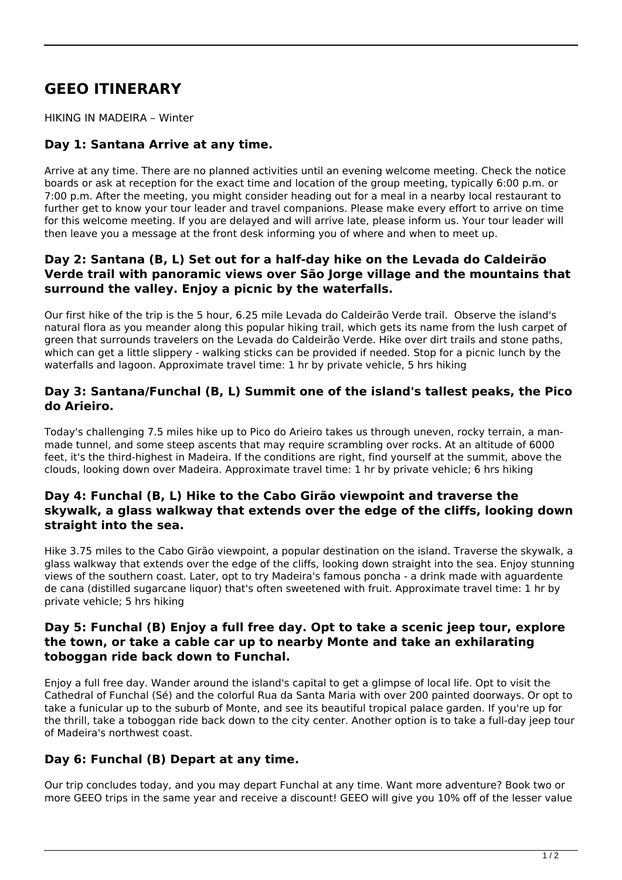# GEEO ITINERARY

HIKING IN MADEIRA – Winter

### Day 1: Santana Arrive at any time.

Arrive at any time. There are no planned activities until an evening welcome meeting. Check the notice boards or ask at reception for the exact time and location of the group meeting, typically 6:00 p.m. or 7:00 p.m. After the meeting, you might consider heading out for a meal in a nearby local restaurant to further get to know your tour leader and travel companions. Please make every effort to arrive on time for this welcome meeting. If you are delayed and will arrive late, please inform us. Your tour leader will then leave you a message at the front desk informing you of where and when to meet up.

### Day 2: Santana (B, L) Set out for a half-day hike on the Levada do Caldeirão Verde trail with panoramic views over São Jorge village and the mountains that surround the valley. Enjoy a picnic by the waterfalls.

Our first hike of the trip is the 5 hour, 6.25 mile Levada do Caldeirão Verde trail. Observe the island's natural flora as you meander along this popular hiking trail, which gets its name from the lush carpet of green that surrounds travelers on the Levada do Caldeirão Verde. Hike over dirt trails and stone paths, which can get a little slippery - walking sticks can be provided if needed. Stop for a picnic lunch by the waterfalls and lagoon. Approximate travel time: 1 hr by private vehicle, 5 hrs hiking

### Day 3: Santana/Funchal (B, L) Summit one of the island's tallest peaks, the Pico do Arieiro.

Today's challenging 7.5 miles hike up to Pico do Arieiro takes us through uneven, rocky terrain, a man-made tunnel, and some steep ascents that may require scrambling over rocks. At an altitude of 6000 feet, it's the third-highest in Madeira. If the conditions are right, find yourself at the summit, above the clouds, looking down over Madeira. Approximate travel time: 1 hr by private vehicle; 6 hrs hiking

### Day 4: Funchal (B, L) Hike to the Cabo Girão viewpoint and traverse the skywalk, a glass walkway that extends over the edge of the cliffs, looking down straight into the sea.

Hike 3.75 miles to the Cabo Girão viewpoint, a popular destination on the island. Traverse the skywalk, a glass walkway that extends over the edge of the cliffs, looking down straight into the sea. Enjoy stunning views of the southern coast. Later, opt to try Madeira's famous poncha - a drink made with aguardente de cana (distilled sugarcane liquor) that's often sweetened with fruit. Approximate travel time: 1 hr by private vehicle; 5 hrs hiking

### Day 5: Funchal (B) Enjoy a full free day. Opt to take a scenic jeep tour, explore the town, or take a cable car up to nearby Monte and take an exhilarating toboggan ride back down to Funchal.

Enjoy a full free day. Wander around the island's capital to get a glimpse of local life. Opt to visit the Cathedral of Funchal (Sé) and the colorful Rua da Santa Maria with over 200 painted doorways. Or opt to take a funicular up to the suburb of Monte, and see its beautiful tropical palace garden. If you're up for the thrill, take a toboggan ride back down to the city center. Another option is to take a full-day jeep tour of Madeira's northwest coast.

### Day 6: Funchal (B) Depart at any time.

Our trip concludes today, and you may depart Funchal at any time. Want more adventure? Book two or more GEEO trips in the same year and receive a discount! GEEO will give you 10% off of the lesser value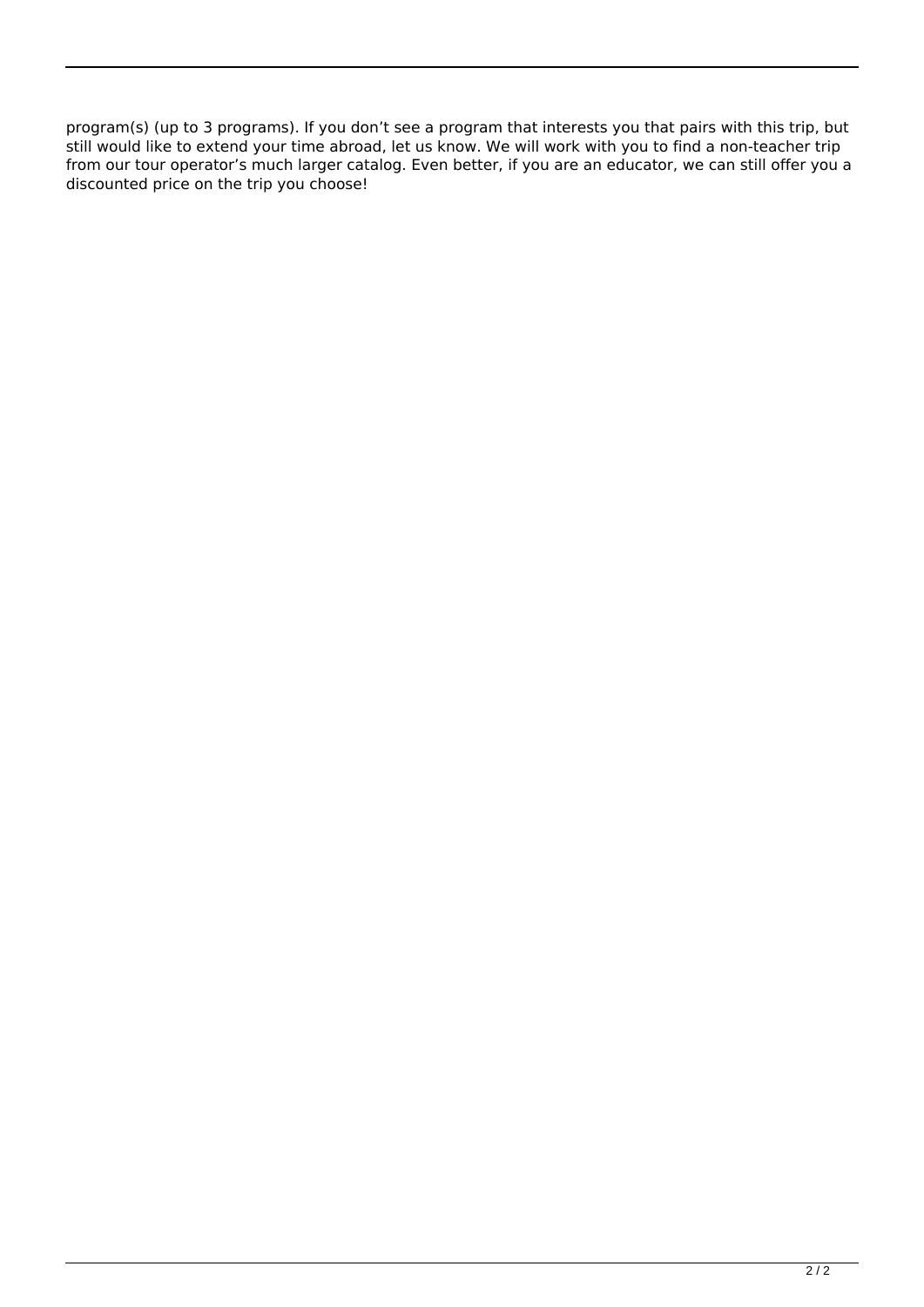program(s) (up to 3 programs). If you don’t see a program that interests you that pairs with this trip, but still would like to extend your time abroad, let us know. We will work with you to find a non-teacher trip from our tour operator’s much larger catalog. Even better, if you are an educator, we can still offer you a discounted price on the trip you choose!